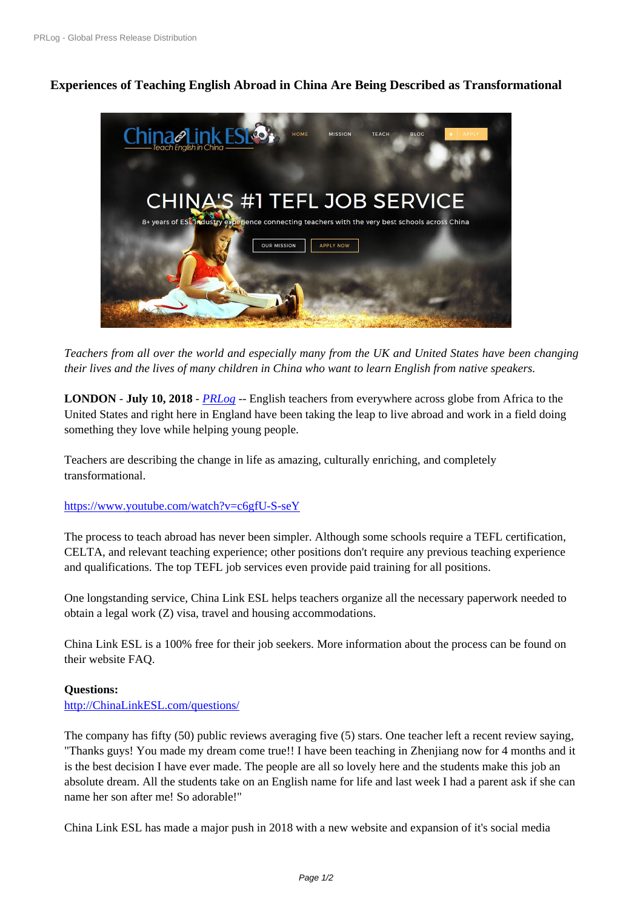# Experiences of Teaching English Abroad in China Are Being Described as Transformational

*Teachers from all over the world and especially many from the UK and United States have been changing their lives and the lives of many children in China who want to learn English from native speakers.*

**LONDON** - **July 10, 2018** - *PRLog* -- English teachers from everywhere across globe from Africa to the United States and right here in England have been taking the leap to live abroad and work in a field doing something they love while helping young people.

Teachers are describing the change in life as amazing, culturally enriching, and completely transformational.

https://www.youtube.com/watch?v=c6gfU-S-seY

The process to teach abroad has never been simpler. Although some schools require a TEFL certification, CELTA, and relevant teaching experience; other positions don't require any previous teaching experience and qualifications. The top TEFL job services even provide paid training for all positions.

One longstanding service, China Link ESL helps teachers organize all the necessary paperwork needed to obtain a legal work (Z) visa, travel and housing accommodations.

China Link ESL is a 100% free for their job seekers. More information about the process can be found on their website FAQ.

**Questions:**
http://ChinaLinkESL.com/questions/

The company has fifty (50) public reviews averaging five (5) stars. One teacher left a recent review saying, "Thanks guys! You made my dream come true!! I have been teaching in Zhenjiang now for 4 months and it is the best decision I have ever made. The people are all so lovely here and the students make this job an absolute dream. All the students take on an English name for life and last week I had a parent ask if she can name her son after me! So adorable!"

China Link ESL has made a major push in 2018 with a new website and expansion of it's social media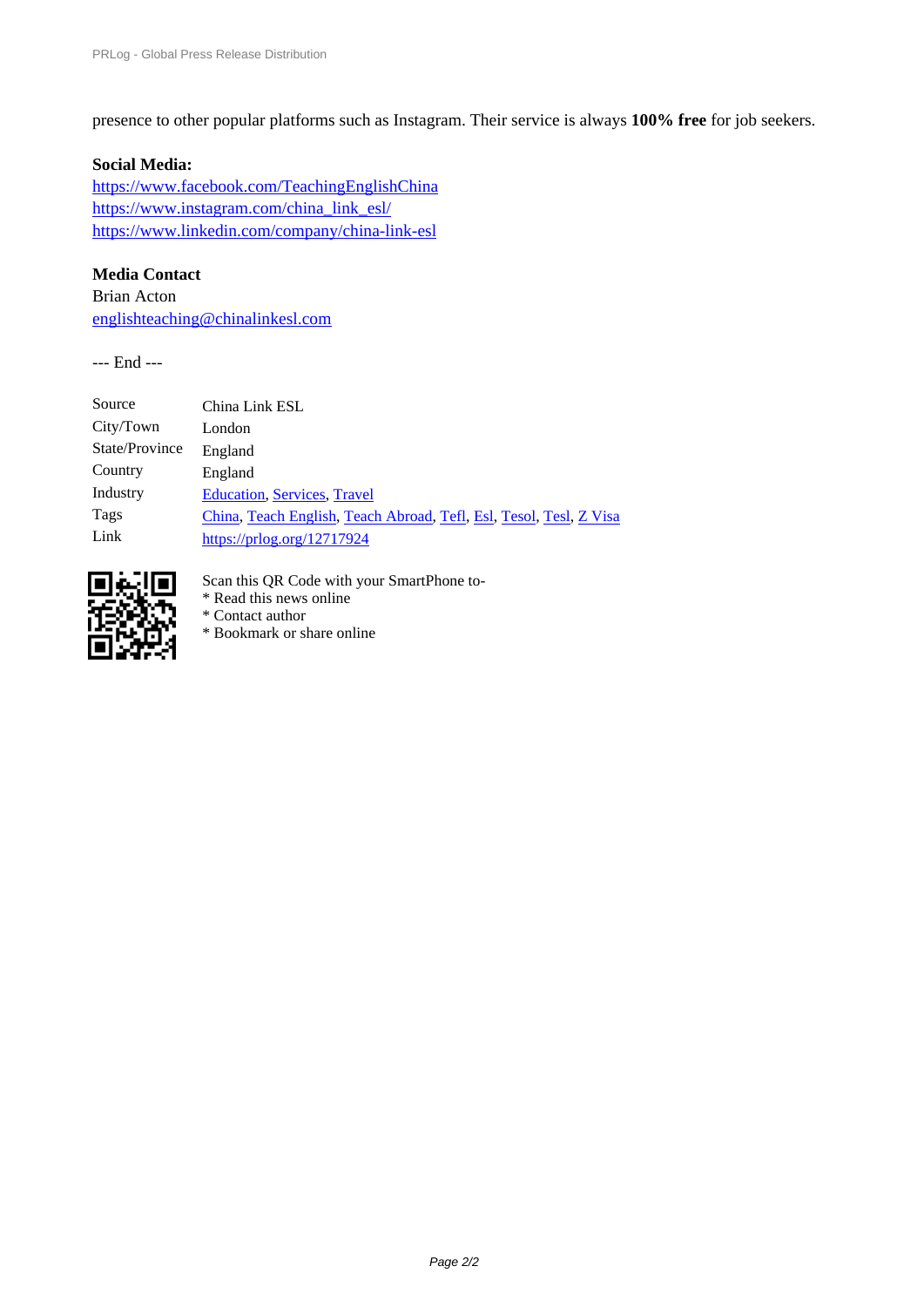presence to other popular platforms such as Instagram. Their service is always **100% free** for job seekers.

**Social Media:**
https://www.facebook.com/TeachingEnglishChina
https://www.instagram.com/china_link_esl/
https://www.linkedin.com/company/china-link-esl

**Media Contact**
Brian Acton
englishteaching@chinalinkesl.com

--- End ---

| | |
|---|---|
| Source | China Link ESL |
| City/Town | London |
| State/Province | England |
| Country | England |
| Industry | Education, Services, Travel |
| Tags | China, Teach English, Teach Abroad, Tefl, Esl, Tesol, Tesl, Z Visa |
| Link | https://prlog.org/12717924 |

Scan this QR Code with your SmartPhone to-
* Read this news online
* Contact author
* Bookmark or share online